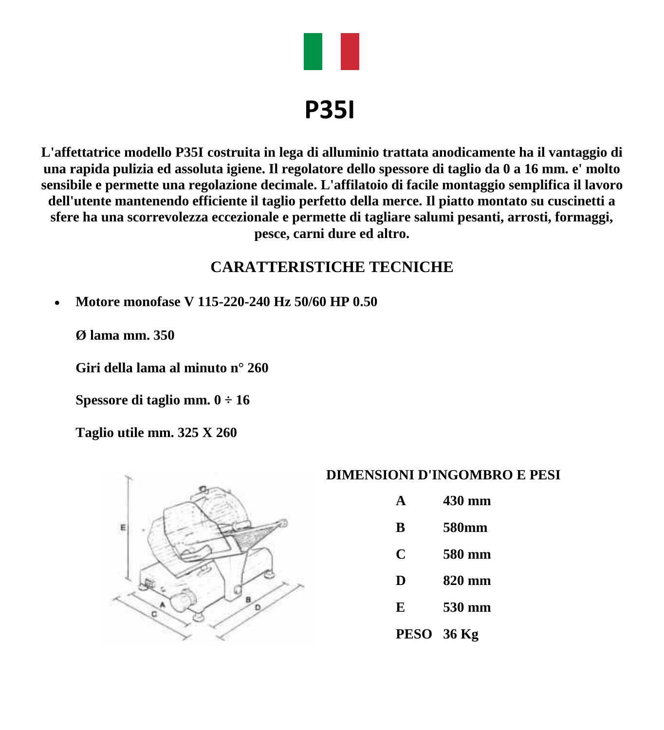# P35I

**L'affettatrice modello P35I costruita in lega di alluminio trattata anodicamente ha il vantaggio di una rapida pulizia ed assoluta igiene. Il regolatore dello spessore di taglio da 0 a 16 mm. e' molto sensibile e permette una regolazione decimale. L'affilatoio di facile montaggio semplifica il lavoro dell'utente mantenendo efficiente il taglio perfetto della merce. Il piatto montato su cuscinetti a sfere ha una scorrevolezza eccezionale e permette di tagliare salumi pesanti, arrosti, formaggi, pesce, carni dure ed altro.**

## CARATTERISTICHE TECNICHE

- **Motore monofase V 115-220-240 Hz 50/60 HP 0.50**

  **Ø lama mm. 350**

  **Giri della lama al minuto n° 260**

  **Spessore di taglio mm. 0 ÷ 16**

  **Taglio utile mm. 325 X 260**

### DIMENSIONI D'INGOMBRO E PESI

| | |
|---|---|
| **A** | **430 mm** |
| **B** | **580mm** |
| **C** | **580 mm** |
| **D** | **820 mm** |
| **E** | **530 mm** |
| **PESO** | **36 Kg** |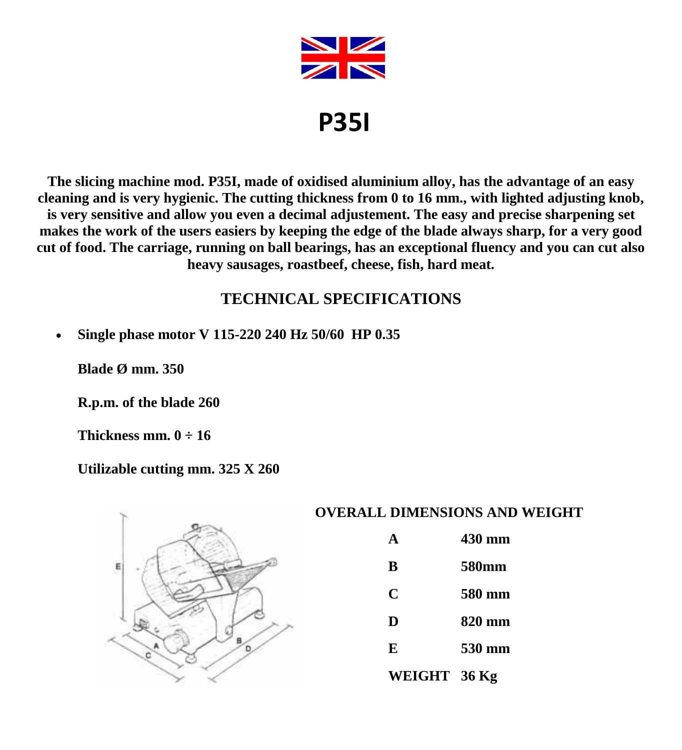# P35I

**The slicing machine mod. P35I, made of oxidised aluminium alloy, has the advantage of an easy cleaning and is very hygienic. The cutting thickness from 0 to 16 mm., with lighted adjusting knob, is very sensitive and allow you even a decimal adjustement. The easy and precise sharpening set makes the work of the users easiers by keeping the edge of the blade always sharp, for a very good cut of food. The carriage, running on ball bearings, has an exceptional fluency and you can cut also heavy sausages, roastbeef, cheese, fish, hard meat.**

## TECHNICAL SPECIFICATIONS

- **Single phase motor V 115-220 240 Hz 50/60 HP 0.35**

  **Blade Ø mm. 350**

  **R.p.m. of the blade 260**

  **Thickness mm. 0 ÷ 16**

  **Utilizable cutting mm. 325 X 260**

**OVERALL DIMENSIONS AND WEIGHT**

| | |
|---|---|
| **A** | **430 mm** |
| **B** | **580mm** |
| **C** | **580 mm** |
| **D** | **820 mm** |
| **E** | **530 mm** |
| **WEIGHT** | **36 Kg** |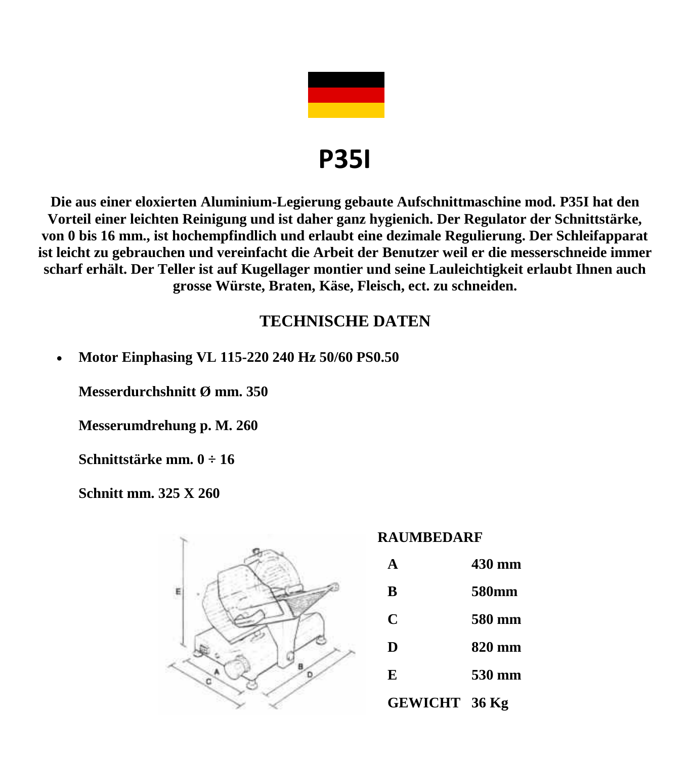# P35I

**Die aus einer eloxierten Aluminium-Legierung gebaute Aufschnittmaschine mod. P35I hat den Vorteil einer leichten Reinigung und ist daher ganz hygienich. Der Regulator der Schnittstärke, von 0 bis 16 mm., ist hochempfindlich und erlaubt eine dezimale Regulierung. Der Schleifapparat ist leicht zu gebrauchen und vereinfacht die Arbeit der Benutzer weil er die messerschneide immer scharf erhält. Der Teller ist auf Kugellager montier und seine Lauleichtigkeit erlaubt Ihnen auch grosse Würste, Braten, Käse, Fleisch, ect. zu schneiden.**

## TECHNISCHE DATEN

- **Motor Einphasing VL 115-220 240 Hz 50/60 PS0.50**

  **Messerdurchshnitt Ø mm. 350**

  **Messerumdrehung p. M. 260**

  **Schnittstärke mm. 0 ÷ 16**

  **Schnitt mm. 325 X 260**

E

A

B

C

D

**RAUMBEDARF**

| | |
|---|---|
| **A** | **430 mm** |
| **B** | **580mm** |
| **C** | **580 mm** |
| **D** | **820 mm** |
| **E** | **530 mm** |
| **GEWICHT** | **36 Kg** |